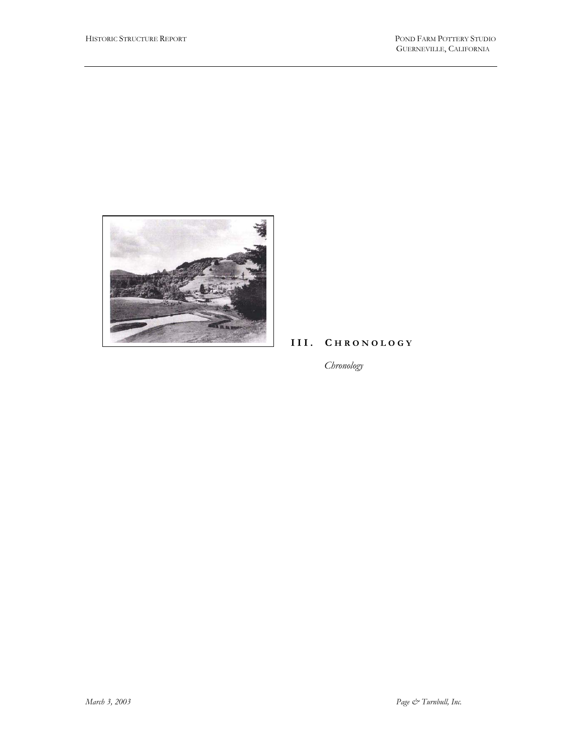# III. Chronology

*Chronology*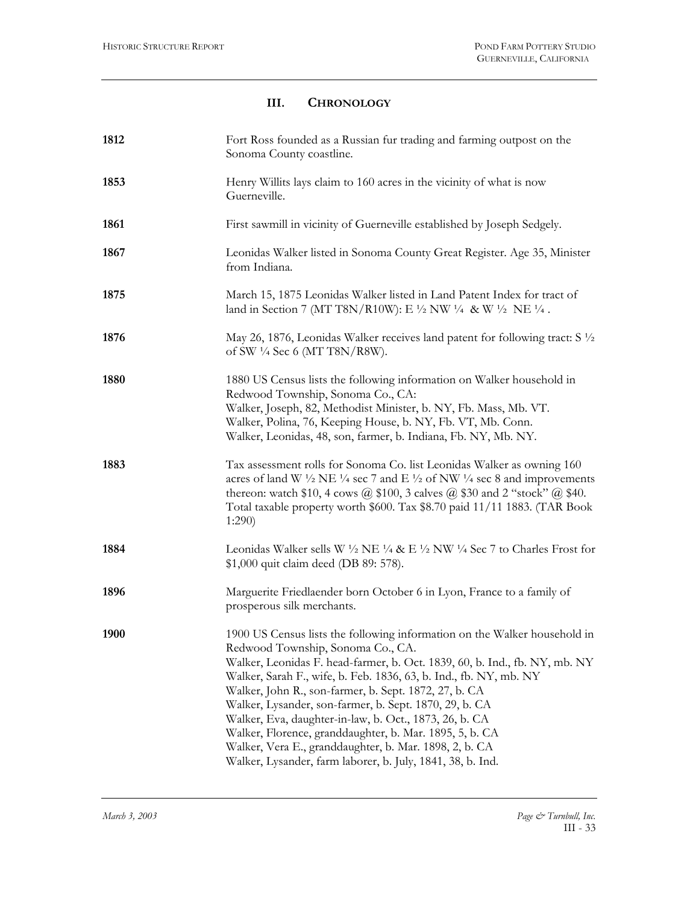## III. Chronology

| | |
|---|---|
| **1812** | Fort Ross founded as a Russian fur trading and farming outpost on the Sonoma County coastline. |
| **1853** | Henry Willits lays claim to 160 acres in the vicinity of what is now Guerneville. |
| **1861** | First sawmill in vicinity of Guerneville established by Joseph Sedgely. |
| **1867** | Leonidas Walker listed in Sonoma County Great Register. Age 35, Minister from Indiana. |
| **1875** | March 15, 1875 Leonidas Walker listed in Land Patent Index for tract of land in Section 7 (MT T8N/R10W): E ½ NW ¼ & W ½ NE ¼ . |
| **1876** | May 26, 1876, Leonidas Walker receives land patent for following tract: S ½ of SW ¼ Sec 6 (MT T8N/R8W). |
| **1880** | 1880 US Census lists the following information on Walker household in Redwood Township, Sonoma Co., CA:<br>Walker, Joseph, 82, Methodist Minister, b. NY, Fb. Mass, Mb. VT.<br>Walker, Polina, 76, Keeping House, b. NY, Fb. VT, Mb. Conn.<br>Walker, Leonidas, 48, son, farmer, b. Indiana, Fb. NY, Mb. NY. |
| **1883** | Tax assessment rolls for Sonoma Co. list Leonidas Walker as owning 160 acres of land W ½ NE ¼ sec 7 and E ½ of NW ¼ sec 8 and improvements thereon: watch $10, 4 cows @ $100, 3 calves @ $30 and 2 "stock" @ $40. Total taxable property worth $600. Tax $8.70 paid 11/11 1883. (TAR Book 1:290) |
| **1884** | Leonidas Walker sells W ½ NE ¼ & E ½ NW ¼ Sec 7 to Charles Frost for $1,000 quit claim deed (DB 89: 578). |
| **1896** | Marguerite Friedlaender born October 6 in Lyon, France to a family of prosperous silk merchants. |
| **1900** | 1900 US Census lists the following information on the Walker household in Redwood Township, Sonoma Co., CA.<br>Walker, Leonidas F. head-farmer, b. Oct. 1839, 60, b. Ind., fb. NY, mb. NY<br>Walker, Sarah F., wife, b. Feb. 1836, 63, b. Ind., fb. NY, mb. NY<br>Walker, John R., son-farmer, b. Sept. 1872, 27, b. CA<br>Walker, Lysander, son-farmer, b. Sept. 1870, 29, b. CA<br>Walker, Eva, daughter-in-law, b. Oct., 1873, 26, b. CA<br>Walker, Florence, granddaughter, b. Mar. 1895, 5, b. CA<br>Walker, Vera E., granddaughter, b. Mar. 1898, 2, b. CA<br>Walker, Lysander, farm laborer, b. July, 1841, 38, b. Ind. |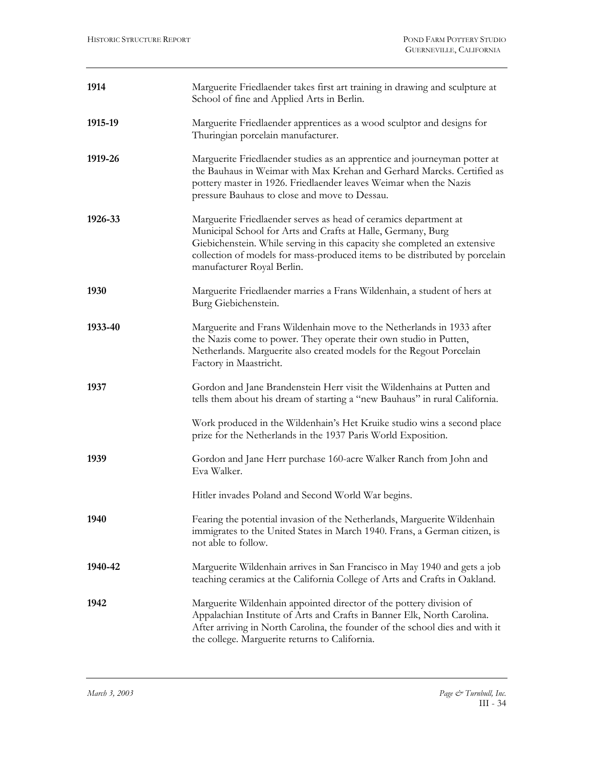| | |
|---|---|
| **1914** | Marguerite Friedlaender takes first art training in drawing and sculpture at School of fine and Applied Arts in Berlin. |
| **1915-19** | Marguerite Friedlaender apprentices as a wood sculptor and designs for Thuringian porcelain manufacturer. |
| **1919-26** | Marguerite Friedlaender studies as an apprentice and journeyman potter at the Bauhaus in Weimar with Max Krehan and Gerhard Marcks. Certified as pottery master in 1926. Friedlaender leaves Weimar when the Nazis pressure Bauhaus to close and move to Dessau. |
| **1926-33** | Marguerite Friedlaender serves as head of ceramics department at Municipal School for Arts and Crafts at Halle, Germany, Burg Giebichenstein. While serving in this capacity she completed an extensive collection of models for mass-produced items to be distributed by porcelain manufacturer Royal Berlin. |
| **1930** | Marguerite Friedlaender marries a Frans Wildenhain, a student of hers at Burg Giebichenstein. |
| **1933-40** | Marguerite and Frans Wildenhain move to the Netherlands in 1933 after the Nazis come to power. They operate their own studio in Putten, Netherlands. Marguerite also created models for the Regout Porcelain Factory in Maastricht. |
| **1937** | Gordon and Jane Brandenstein Herr visit the Wildenhains at Putten and tells them about his dream of starting a "new Bauhaus" in rural California.<br><br>Work produced in the Wildenhain's Het Kruike studio wins a second place prize for the Netherlands in the 1937 Paris World Exposition. |
| **1939** | Gordon and Jane Herr purchase 160-acre Walker Ranch from John and Eva Walker.<br><br>Hitler invades Poland and Second World War begins. |
| **1940** | Fearing the potential invasion of the Netherlands, Marguerite Wildenhain immigrates to the United States in March 1940. Frans, a German citizen, is not able to follow. |
| **1940-42** | Marguerite Wildenhain arrives in San Francisco in May 1940 and gets a job teaching ceramics at the California College of Arts and Crafts in Oakland. |
| **1942** | Marguerite Wildenhain appointed director of the pottery division of Appalachian Institute of Arts and Crafts in Banner Elk, North Carolina. After arriving in North Carolina, the founder of the school dies and with it the college. Marguerite returns to California. |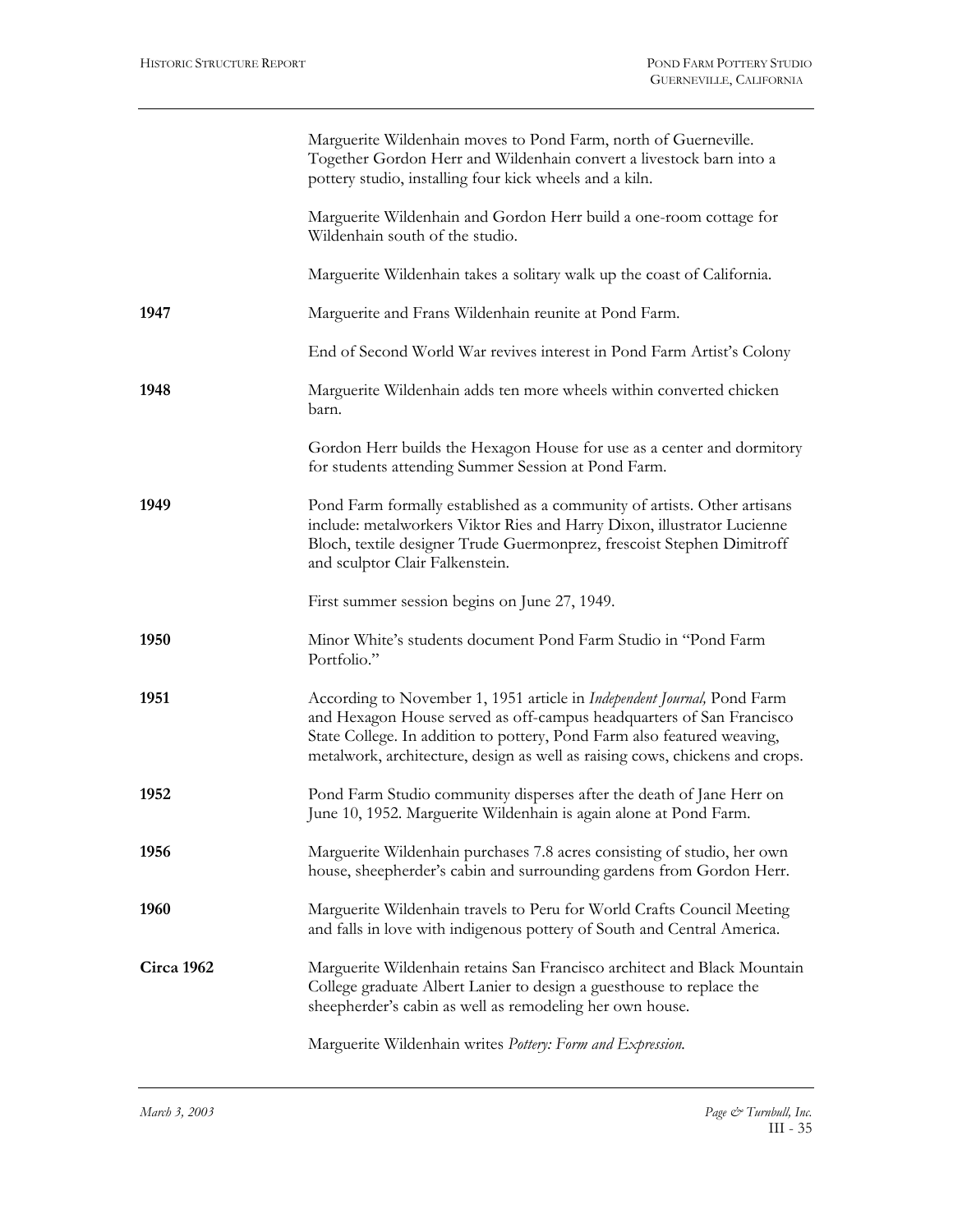| | |
|---|---|
| | Marguerite Wildenhain moves to Pond Farm, north of Guerneville. Together Gordon Herr and Wildenhain convert a livestock barn into a pottery studio, installing four kick wheels and a kiln. |
| | Marguerite Wildenhain and Gordon Herr build a one-room cottage for Wildenhain south of the studio. |
| | Marguerite Wildenhain takes a solitary walk up the coast of California. |
| **1947** | Marguerite and Frans Wildenhain reunite at Pond Farm. |
| | End of Second World War revives interest in Pond Farm Artist's Colony |
| **1948** | Marguerite Wildenhain adds ten more wheels within converted chicken barn. |
| | Gordon Herr builds the Hexagon House for use as a center and dormitory for students attending Summer Session at Pond Farm. |
| **1949** | Pond Farm formally established as a community of artists. Other artisans include: metalworkers Viktor Ries and Harry Dixon, illustrator Lucienne Bloch, textile designer Trude Guermonprez, frescoist Stephen Dimitroff and sculptor Clair Falkenstein. |
| | First summer session begins on June 27, 1949. |
| **1950** | Minor White's students document Pond Farm Studio in "Pond Farm Portfolio." |
| **1951** | According to November 1, 1951 article in *Independent Journal,* Pond Farm and Hexagon House served as off-campus headquarters of San Francisco State College. In addition to pottery, Pond Farm also featured weaving, metalwork, architecture, design as well as raising cows, chickens and crops. |
| **1952** | Pond Farm Studio community disperses after the death of Jane Herr on June 10, 1952. Marguerite Wildenhain is again alone at Pond Farm. |
| **1956** | Marguerite Wildenhain purchases 7.8 acres consisting of studio, her own house, sheepherder's cabin and surrounding gardens from Gordon Herr. |
| **1960** | Marguerite Wildenhain travels to Peru for World Crafts Council Meeting and falls in love with indigenous pottery of South and Central America. |
| **Circa 1962** | Marguerite Wildenhain retains San Francisco architect and Black Mountain College graduate Albert Lanier to design a guesthouse to replace the sheepherder's cabin as well as remodeling her own house. |
| | Marguerite Wildenhain writes *Pottery: Form and Expression.* |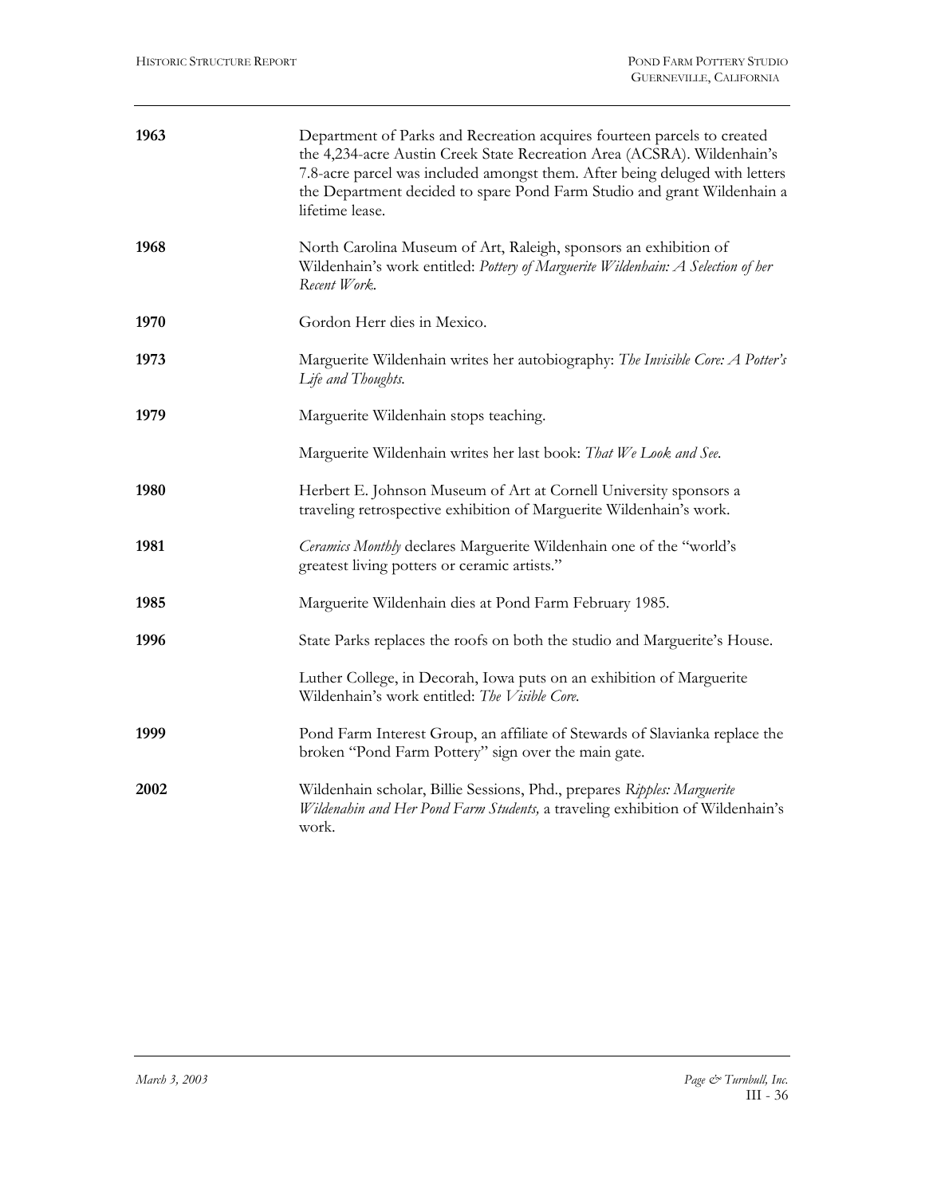| | |
|---|---|
| **1963** | Department of Parks and Recreation acquires fourteen parcels to created the 4,234-acre Austin Creek State Recreation Area (ACSRA). Wildenhain's 7.8-acre parcel was included amongst them. After being deluged with letters the Department decided to spare Pond Farm Studio and grant Wildenhain a lifetime lease. |
| **1968** | North Carolina Museum of Art, Raleigh, sponsors an exhibition of Wildenhain's work entitled: *Pottery of Marguerite Wildenhain: A Selection of her Recent Work.* |
| **1970** | Gordon Herr dies in Mexico. |
| **1973** | Marguerite Wildenhain writes her autobiography: *The Invisible Core: A Potter's Life and Thoughts.* |
| **1979** | Marguerite Wildenhain stops teaching. |
| | Marguerite Wildenhain writes her last book: *That We Look and See.* |
| **1980** | Herbert E. Johnson Museum of Art at Cornell University sponsors a traveling retrospective exhibition of Marguerite Wildenhain's work. |
| **1981** | *Ceramics Monthly* declares Marguerite Wildenhain one of the "world's greatest living potters or ceramic artists." |
| **1985** | Marguerite Wildenhain dies at Pond Farm February 1985. |
| **1996** | State Parks replaces the roofs on both the studio and Marguerite's House. |
| | Luther College, in Decorah, Iowa puts on an exhibition of Marguerite Wildenhain's work entitled: *The Visible Core.* |
| **1999** | Pond Farm Interest Group, an affiliate of Stewards of Slavianka replace the broken "Pond Farm Pottery" sign over the main gate. |
| **2002** | Wildenhain scholar, Billie Sessions, Phd., prepares *Ripples: Marguerite Wildenahin and Her Pond Farm Students,* a traveling exhibition of Wildenhain's work. |